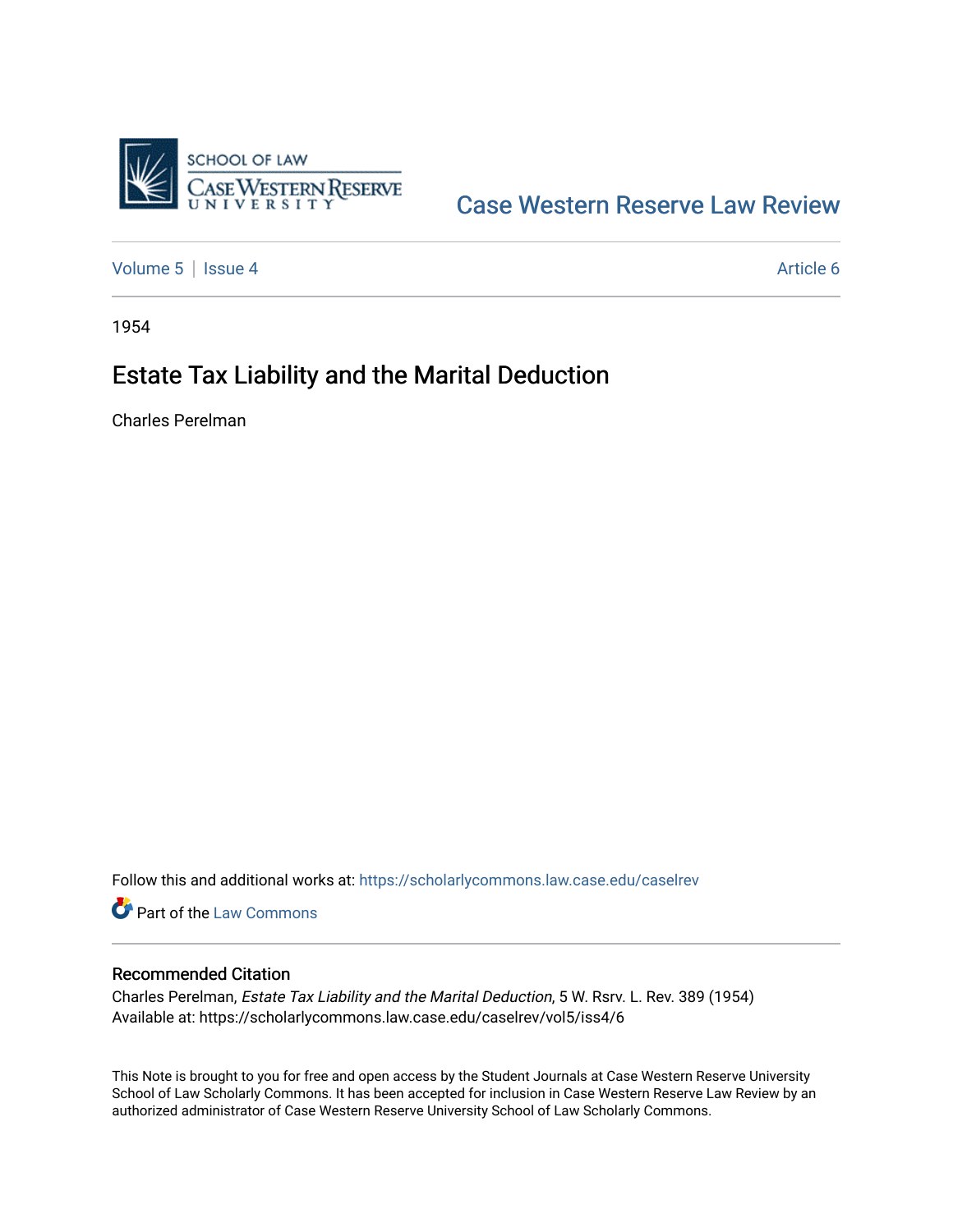Case Western Reserve Law Review

Volume 5 | Issue 4 Article 6

1954

# Estate Tax Liability and the Marital Deduction

Charles Perelman

Follow this and additional works at: https://scholarlycommons.law.case.edu/caselrev

Part of the Law Commons

## Recommended Citation

Charles Perelman, *Estate Tax Liability and the Marital Deduction*, 5 W. Rsrv. L. Rev. 389 (1954)
Available at: https://scholarlycommons.law.case.edu/caselrev/vol5/iss4/6

This Note is brought to you for free and open access by the Student Journals at Case Western Reserve University School of Law Scholarly Commons. It has been accepted for inclusion in Case Western Reserve Law Review by an authorized administrator of Case Western Reserve University School of Law Scholarly Commons.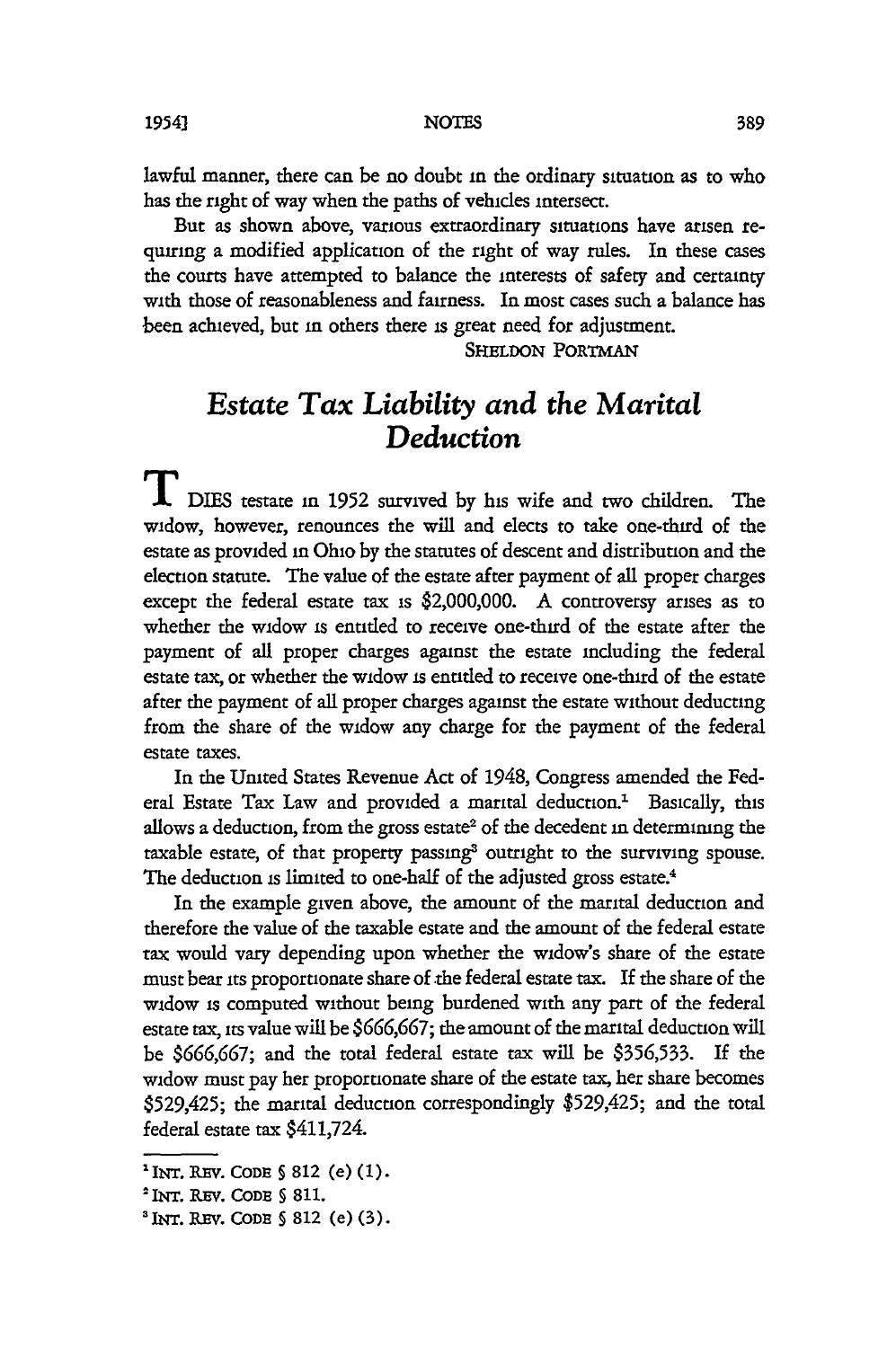lawful manner, there can be no doubt in the ordinary situation as to who has the right of way when the paths of vehicles intersect.

But as shown above, various extraordinary situations have arisen requiring a modified application of the right of way rules. In these cases the courts have attempted to balance the interests of safety and certainty with those of reasonableness and fairness. In most cases such a balance has been achieved, but in others there is great need for adjustment.

SHELDON PORTMAN

## *Estate Tax Liability and the Marital Deduction*

T DIES testate in 1952 survived by his wife and two children. The widow, however, renounces the will and elects to take one-third of the estate as provided in Ohio by the statutes of descent and distribution and the election statute. The value of the estate after payment of all proper charges except the federal estate tax is $2,000,000. A controversy arises as to whether the widow is entitled to receive one-third of the estate after the payment of all proper charges against the estate including the federal estate tax, or whether the widow is entitled to receive one-third of the estate after the payment of all proper charges against the estate without deducting from the share of the widow any charge for the payment of the federal estate taxes.

In the United States Revenue Act of 1948, Congress amended the Federal Estate Tax Law and provided a marital deduction.[1] Basically, this allows a deduction, from the gross estate[2] of the decedent in determining the taxable estate, of that property passing[3] outright to the surviving spouse. The deduction is limited to one-half of the adjusted gross estate.[4]

In the example given above, the amount of the marital deduction and therefore the value of the taxable estate and the amount of the federal estate tax would vary depending upon whether the widow's share of the estate must bear its proportionate share of the federal estate tax. If the share of the widow is computed without being burdened with any part of the federal estate tax, its value will be $666,667; the amount of the marital deduction will be $666,667; and the total federal estate tax will be $356,533. If the widow must pay her proportionate share of the estate tax, her share becomes $529,425; the marital deduction correspondingly $529,425; and the total federal estate tax $411,724.

---

[1] INT. REV. CODE § 812 (e) (1).

[2] INT. REV. CODE § 811.

[3] INT. REV. CODE § 812 (e) (3).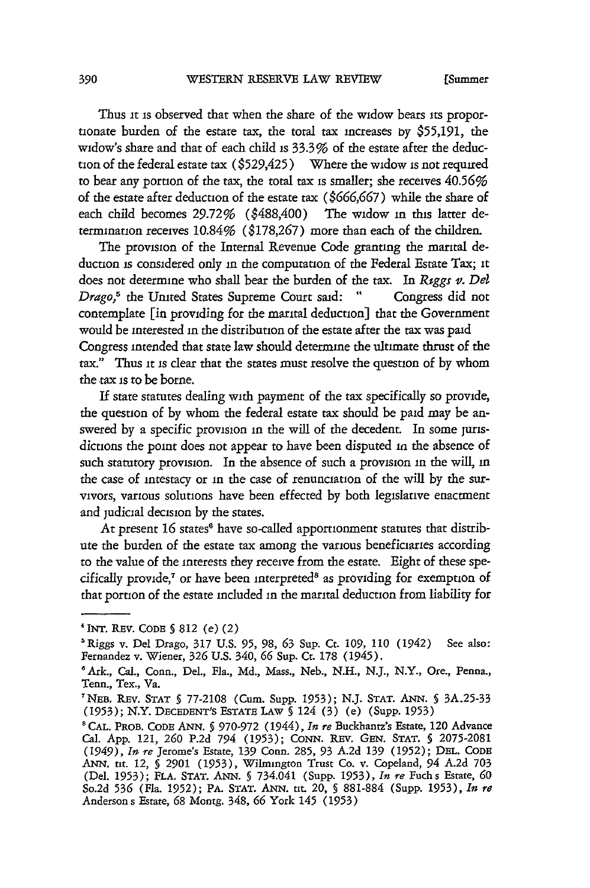Thus it is observed that when the share of the widow bears its proportionate burden of the estate tax, the total tax increases by $55,191, the widow's share and that of each child is 33.3% of the estate after the deduction of the federal estate tax ($529,425) Where the widow is not required to bear any portion of the tax, the total tax is smaller; she receives 40.56% of the estate after deduction of the estate tax ($666,667) while the share of each child becomes 29.72% ($488,400) The widow in this latter determination receives 10.84% ($178,267) more than each of the children.

The provision of the Internal Revenue Code granting the marital deduction is considered only in the computation of the Federal Estate Tax; it does not determine who shall bear the burden of the tax. In *Riggs v. Del Drago*,[5] the United States Supreme Court said: " Congress did not contemplate [in providing for the marital deduction] that the Government would be interested in the distribution of the estate after the tax was paid Congress intended that state law should determine the ultimate thrust of the tax." Thus it is clear that the states must resolve the question of by whom the tax is to be borne.

If state statutes dealing with payment of the tax specifically so provide, the question of by whom the federal estate tax should be paid may be answered by a specific provision in the will of the decedent. In some jurisdictions the point does not appear to have been disputed in the absence of such statutory provision. In the absence of such a provision in the will, in the case of intestacy or in the case of renunciation of the will by the survivors, various solutions have been effected by both legislative enactment and judicial decision by the states.

At present 16 states[6] have so-called apportionment statutes that distribute the burden of the estate tax among the various beneficiaries according to the value of the interests they receive from the estate. Eight of these specifically provide,[7] or have been interpreted[8] as providing for exemption of that portion of the estate included in the marital deduction from liability for

---

[4] INT. REV. CODE § 812 (e) (2)

[5] Riggs v. Del Drago, 317 U.S. 95, 98, 63 Sup. Ct. 109, 110 (1942) See also: Fernandez v. Wiener, 326 U.S. 340, 66 Sup. Ct. 178 (1945).

[6] Ark., Cal., Conn., Del., Fla., Md., Mass., Neb., N.H., N.J., N.Y., Ore., Penna., Tenn., Tex., Va.

[7] NEB. REV. STAT § 77-2108 (Cum. Supp. 1953); N.J. STAT. ANN. § 3A.25-33 (1953); N.Y. DECEDENT'S ESTATE LAW § 124 (3) (e) (Supp. 1953)

[8] CAL. PROB. CODE ANN. § 970-972 (1944), *In re* Buckhantz's Estate, 120 Advance Cal. App. 121, 260 P.2d 794 (1953); CONN. REV. GEN. STAT. § 2075-2081 (1949), *In re* Jerome's Estate, 139 Conn. 285, 93 A.2d 139 (1952); DEL. CODE ANN. tit. 12, § 2901 (1953), Wilmington Trust Co. v. Copeland, 94 A.2d 703 (Del. 1953); FLA. STAT. ANN. § 734.041 (Supp. 1953), *In re* Fuchs Estate, 60 So.2d 536 (Fla. 1952); PA. STAT. ANN. tit. 20, § 881-884 (Supp. 1953), *In re* Andersons Estate, 68 Montg. 348, 66 York 145 (1953)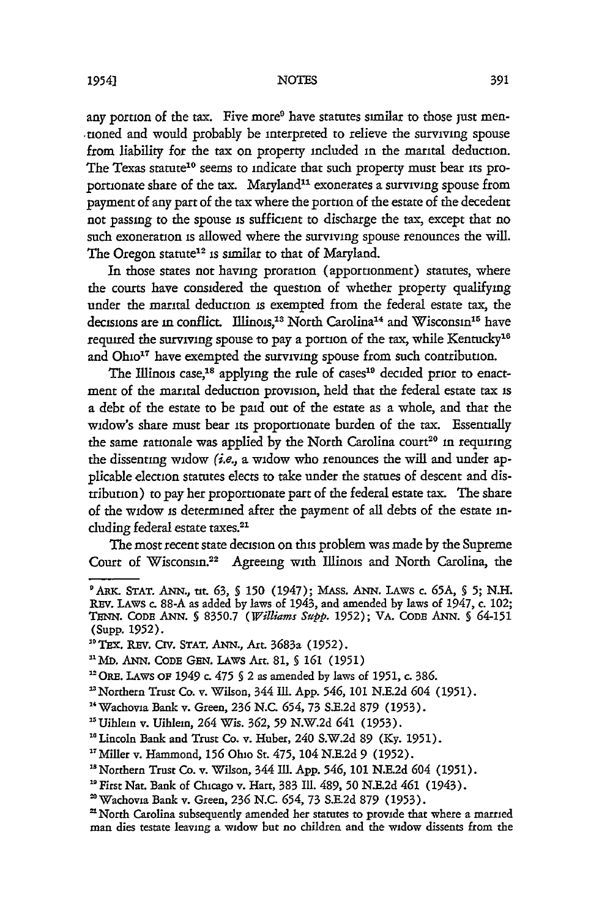any portion of the tax. Five more[9] have statutes similar to those just mentioned and would probably be interpreted to relieve the surviving spouse from liability for the tax on property included in the marital deduction. The Texas statute[10] seems to indicate that such property must bear its proportionate share of the tax. Maryland[11] exonerates a surviving spouse from payment of any part of the tax where the portion of the estate of the decedent not passing to the spouse is sufficient to discharge the tax, except that no such exoneration is allowed where the surviving spouse renounces the will. The Oregon statute[12] is similar to that of Maryland.

In those states not having proration (apportionment) statutes, where the courts have considered the question of whether property qualifying under the marital deduction is exempted from the federal estate tax, the decisions are in conflict. Illinois,[13] North Carolina[14] and Wisconsin[15] have required the surviving spouse to pay a portion of the tax, while Kentucky[16] and Ohio[17] have exempted the surviving spouse from such contribution.

The Illinois case,[18] applying the rule of cases[19] decided prior to enactment of the marital deduction provision, held that the federal estate tax is a debt of the estate to be paid out of the estate as a whole, and that the widow's share must bear its proportionate burden of the tax. Essentially the same rationale was applied by the North Carolina court[20] in requiring the dissenting widow (*i.e.*, a widow who renounces the will and under applicable election statutes elects to take under the statues of descent and distribution) to pay her proportionate part of the federal estate tax. The share of the widow is determined after the payment of all debts of the estate including federal estate taxes.[21]

The most recent state decision on this problem was made by the Supreme Court of Wisconsin.[22] Agreeing with Illinois and North Carolina, the

---

[9] ARK. STAT. ANN., tit. 63, § 150 (1947); MASS. ANN. LAWS c. 65A, § 5; N.H. REV. LAWS c. 88-A as added by laws of 1943, and amended by laws of 1947, c. 102; TENN. CODE ANN. § 8350.7 (*Williams Supp.* 1952); VA. CODE ANN. § 64-151 (Supp. 1952).

[10] TEX. REV. CIV. STAT. ANN., Art. 3683a (1952).

[11] MD. ANN. CODE GEN. LAWS Art. 81, § 161 (1951)

[12] ORE. LAWS OF 1949 c. 475 § 2 as amended by laws of 1951, c. 386.

[13] Northern Trust Co. v. Wilson, 344 Ill. App. 546, 101 N.E.2d 604 (1951).

[14] Wachovia Bank v. Green, 236 N.C. 654, 73 S.E.2d 879 (1953).

[15] Uihlein v. Uihlein, 264 Wis. 362, 59 N.W.2d 641 (1953).

[16] Lincoln Bank and Trust Co. v. Huber, 240 S.W.2d 89 (Ky. 1951).

[17] Miller v. Hammond, 156 Ohio St. 475, 104 N.E.2d 9 (1952).

[18] Northern Trust Co. v. Wilson, 344 Ill. App. 546, 101 N.E.2d 604 (1951).

[19] First Nat. Bank of Chicago v. Hart, 383 Ill. 489, 50 N.E.2d 461 (1943).

[20] Wachovia Bank v. Green, 236 N.C. 654, 73 S.E.2d 879 (1953).

[21] North Carolina subsequently amended her statutes to provide that where a married man dies testate leaving a widow but no children and the widow dissents from the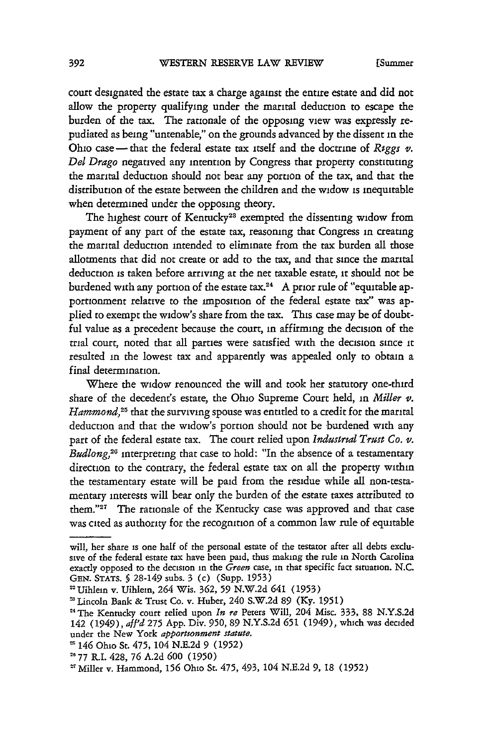court designated the estate tax a charge against the entire estate and did not allow the property qualifying under the marital deduction to escape the burden of the tax. The rationale of the opposing view was expressly repudiated as being "untenable," on the grounds advanced by the dissent in the Ohio case — that the federal estate tax itself and the doctrine of *Riggs v. Del Drago* negatived any intention by Congress that property constituting the marital deduction should not bear any portion of the tax, and that the distribution of the estate between the children and the widow is inequitable when determined under the opposing theory.

The highest court of Kentucky[23] exempted the dissenting widow from payment of any part of the estate tax, reasoning that Congress in creating the marital deduction intended to eliminate from the tax burden all those allotments that did not create or add to the tax, and that since the marital deduction is taken before arriving at the net taxable estate, it should not be burdened with any portion of the estate tax.[24] A prior rule of "equitable apportionment relative to the imposition of the federal estate tax" was applied to exempt the widow's share from the tax. This case may be of doubtful value as a precedent because the court, in affirming the decision of the trial court, noted that all parties were satisfied with the decision since it resulted in the lowest tax and apparently was appealed only to obtain a final determination.

Where the widow renounced the will and took her statutory one-third share of the decedent's estate, the Ohio Supreme Court held, in *Miller v. Hammond*,[25] that the surviving spouse was entitled to a credit for the marital deduction and that the widow's portion should not be burdened with any part of the federal estate tax. The court relied upon *Industrial Trust Co. v. Budlong*,[26] interpreting that case to hold: "In the absence of a testamentary direction to the contrary, the federal estate tax on all the property within the testamentary estate will be paid from the residue while all non-testamentary interests will bear only the burden of the estate taxes attributed to them."[27] The rationale of the Kentucky case was approved and that case was cited as authority for the recognition of a common law rule of equitable

---

will, her share is one half of the personal estate of the testator after all debts exclusive of the federal estate tax have been paid, thus making the rule in North Carolina exactly opposed to the decision in the *Green* case, in that specific fact situation. N.C. GEN. STATS. § 28-149 subs. 3 (c) (Supp. 1953)

[22] Uihlein v. Uihlein, 264 Wis. 362, 59 N.W.2d 641 (1953)

[23] Lincoln Bank & Trust Co. v. Huber, 240 S.W.2d 89 (Ky. 1951)

[24] The Kentucky court relied upon *In re* Peters Will, 204 Misc. 333, 88 N.Y.S.2d 142 (1949), *aff'd* 275 App. Div. 950, 89 N.Y.S.2d 651 (1949), which was decided under the New York *apportionment statute*.

[25] 146 Ohio St. 475, 104 N.E.2d 9 (1952)

[26] 77 R.I. 428, 76 A.2d 600 (1950)

[27] Miller v. Hammond, 156 Ohio St. 475, 493, 104 N.E.2d 9, 18 (1952)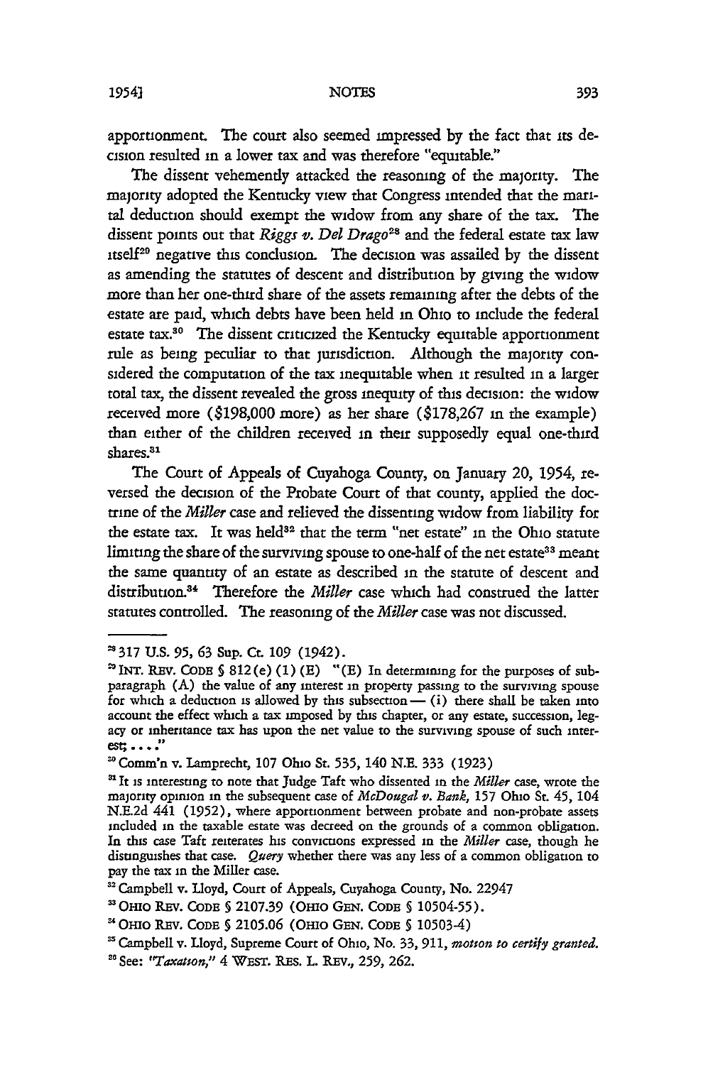apportionment. The court also seemed impressed by the fact that its decision resulted in a lower tax and was therefore "equitable."

The dissent vehemently attacked the reasoning of the majority. The majority adopted the Kentucky view that Congress intended that the marital deduction should exempt the widow from any share of the tax. The dissent points out that *Riggs v. Del Drago*[28] and the federal estate tax law itself[29] negative this conclusion. The decision was assailed by the dissent as amending the statutes of descent and distribution by giving the widow more than her one-third share of the assets remaining after the debts of the estate are paid, which debts have been held in Ohio to include the federal estate tax.[30] The dissent criticized the Kentucky equitable apportionment rule as being peculiar to that jurisdiction. Although the majority considered the computation of the tax inequitable when it resulted in a larger total tax, the dissent revealed the gross inequity of this decision: the widow received more ($198,000 more) as her share ($178,267 in the example) than either of the children received in their supposedly equal one-third shares.[31]

The Court of Appeals of Cuyahoga County, on January 20, 1954, reversed the decision of the Probate Court of that county, applied the doctrine of the *Miller* case and relieved the dissenting widow from liability for the estate tax. It was held[32] that the term "net estate" in the Ohio statute limiting the share of the surviving spouse to one-half of the net estate[33] meant the same quantity of an estate as described in the statute of descent and distribution.[34] Therefore the *Miller* case which had construed the latter statutes controlled. The reasoning of the *Miller* case was not discussed.

---

[28] 317 U.S. 95, 63 Sup. Ct. 109 (1942).

[29] INT. REV. CODE § 812(e)(1)(E) "(E) In determining for the purposes of subparagraph (A) the value of any interest in property passing to the surviving spouse for which a deduction is allowed by this subsection — (i) there shall be taken into account the effect which a tax imposed by this chapter, or any estate, succession, legacy or inheritance tax has upon the net value to the surviving spouse of such interest; . . . ."

[30] Comm'n v. Lamprecht, 107 Ohio St. 535, 140 N.E. 333 (1923)

[31] It is interesting to note that Judge Taft who dissented in the *Miller* case, wrote the majority opinion in the subsequent case of *McDougal v. Bank*, 157 Ohio St. 45, 104 N.E.2d 441 (1952), where apportionment between probate and non-probate assets included in the taxable estate was decreed on the grounds of a common obligation. In this case Taft reiterates his convictions expressed in the *Miller* case, though he distinguishes that case. *Query* whether there was any less of a common obligation to pay the tax in the Miller case.

[32] Campbell v. Lloyd, Court of Appeals, Cuyahoga County, No. 22947

[33] OHIO REV. CODE § 2107.39 (OHIO GEN. CODE § 10504-55).

[34] OHIO REV. CODE § 2105.06 (OHIO GEN. CODE § 10503-4)

[35] Campbell v. Lloyd, Supreme Court of Ohio, No. 33, 911, *motion to certify granted*.

[36] See: *"Taxation,"* 4 WEST. RES. L. REV., 259, 262.